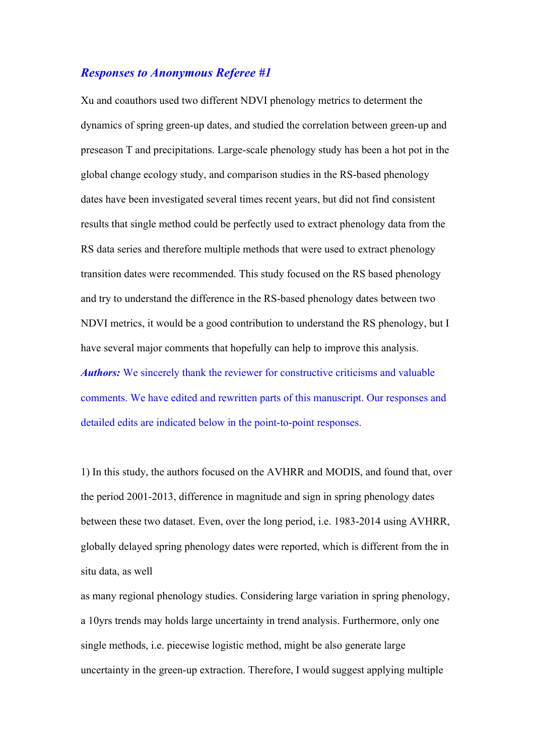## *Responses to Anonymous Referee #1*

Xu and coauthors used two different NDVI phenology metrics to determent the dynamics of spring green-up dates, and studied the correlation between green-up and preseason T and precipitations. Large-scale phenology study has been a hot pot in the global change ecology study, and comparison studies in the RS-based phenology dates have been investigated several times recent years, but did not find consistent results that single method could be perfectly used to extract phenology data from the RS data series and therefore multiple methods that were used to extract phenology transition dates were recommended. This study focused on the RS based phenology and try to understand the difference in the RS-based phenology dates between two NDVI metrics, it would be a good contribution to understand the RS phenology, but I have several major comments that hopefully can help to improve this analysis.

***Authors:*** We sincerely thank the reviewer for constructive criticisms and valuable comments. We have edited and rewritten parts of this manuscript. Our responses and detailed edits are indicated below in the point-to-point responses.

1) In this study, the authors focused on the AVHRR and MODIS, and found that, over the period 2001-2013, difference in magnitude and sign in spring phenology dates between these two dataset. Even, over the long period, i.e. 1983-2014 using AVHRR, globally delayed spring phenology dates were reported, which is different from the in situ data, as well as many regional phenology studies. Considering large variation in spring phenology, a 10yrs trends may holds large uncertainty in trend analysis. Furthermore, only one single methods, i.e. piecewise logistic method, might be also generate large uncertainty in the green-up extraction. Therefore, I would suggest applying multiple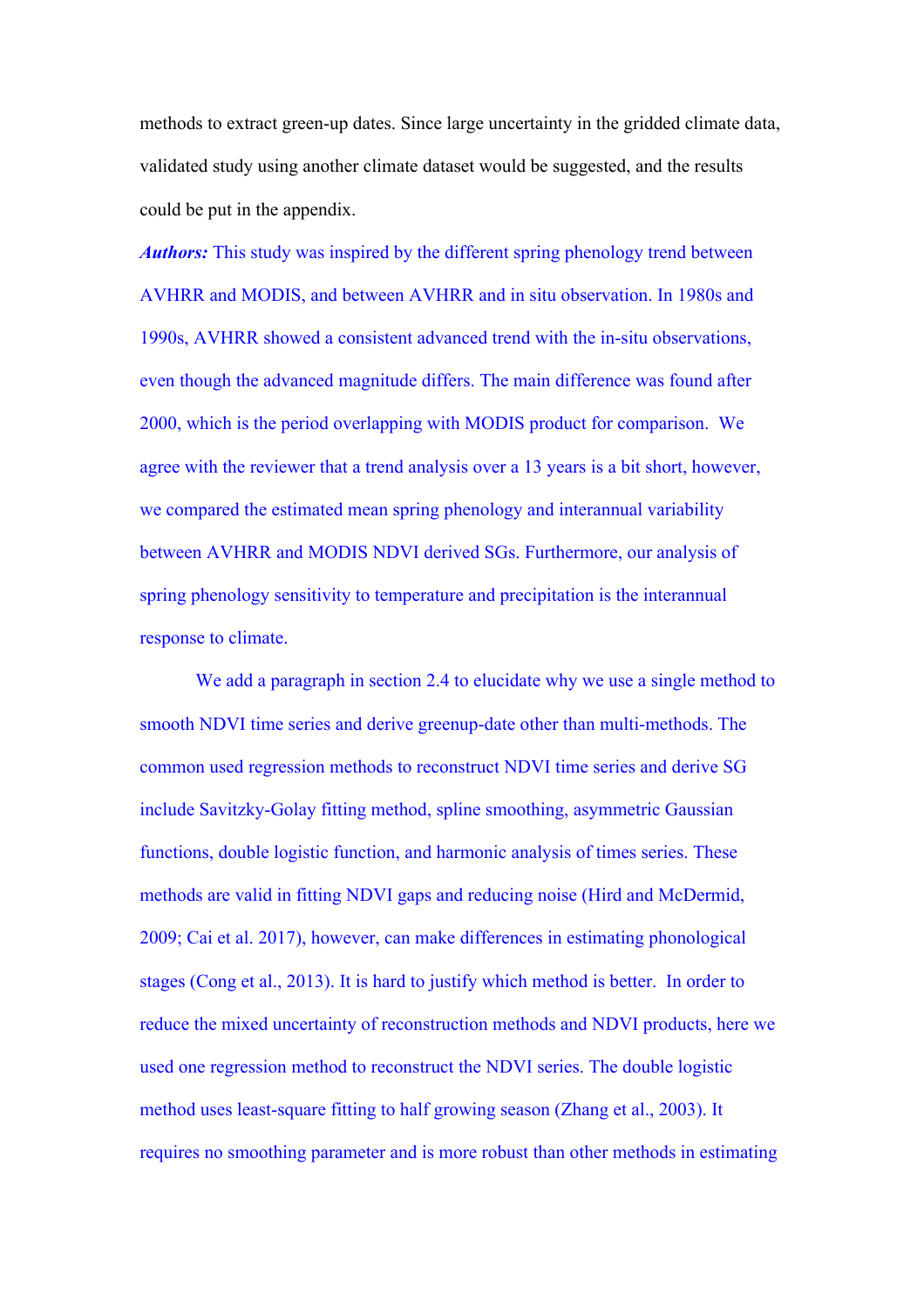methods to extract green-up dates. Since large uncertainty in the gridded climate data, validated study using another climate dataset would be suggested, and the results could be put in the appendix.

***Authors:*** This study was inspired by the different spring phenology trend between AVHRR and MODIS, and between AVHRR and in situ observation. In 1980s and 1990s, AVHRR showed a consistent advanced trend with the in-situ observations, even though the advanced magnitude differs. The main difference was found after 2000, which is the period overlapping with MODIS product for comparison. We agree with the reviewer that a trend analysis over a 13 years is a bit short, however, we compared the estimated mean spring phenology and interannual variability between AVHRR and MODIS NDVI derived SGs. Furthermore, our analysis of spring phenology sensitivity to temperature and precipitation is the interannual response to climate.

We add a paragraph in section 2.4 to elucidate why we use a single method to smooth NDVI time series and derive greenup-date other than multi-methods. The common used regression methods to reconstruct NDVI time series and derive SG include Savitzky-Golay fitting method, spline smoothing, asymmetric Gaussian functions, double logistic function, and harmonic analysis of times series. These methods are valid in fitting NDVI gaps and reducing noise (Hird and McDermid, 2009; Cai et al. 2017), however, can make differences in estimating phonological stages (Cong et al., 2013). It is hard to justify which method is better. In order to reduce the mixed uncertainty of reconstruction methods and NDVI products, here we used one regression method to reconstruct the NDVI series. The double logistic method uses least-square fitting to half growing season (Zhang et al., 2003). It requires no smoothing parameter and is more robust than other methods in estimating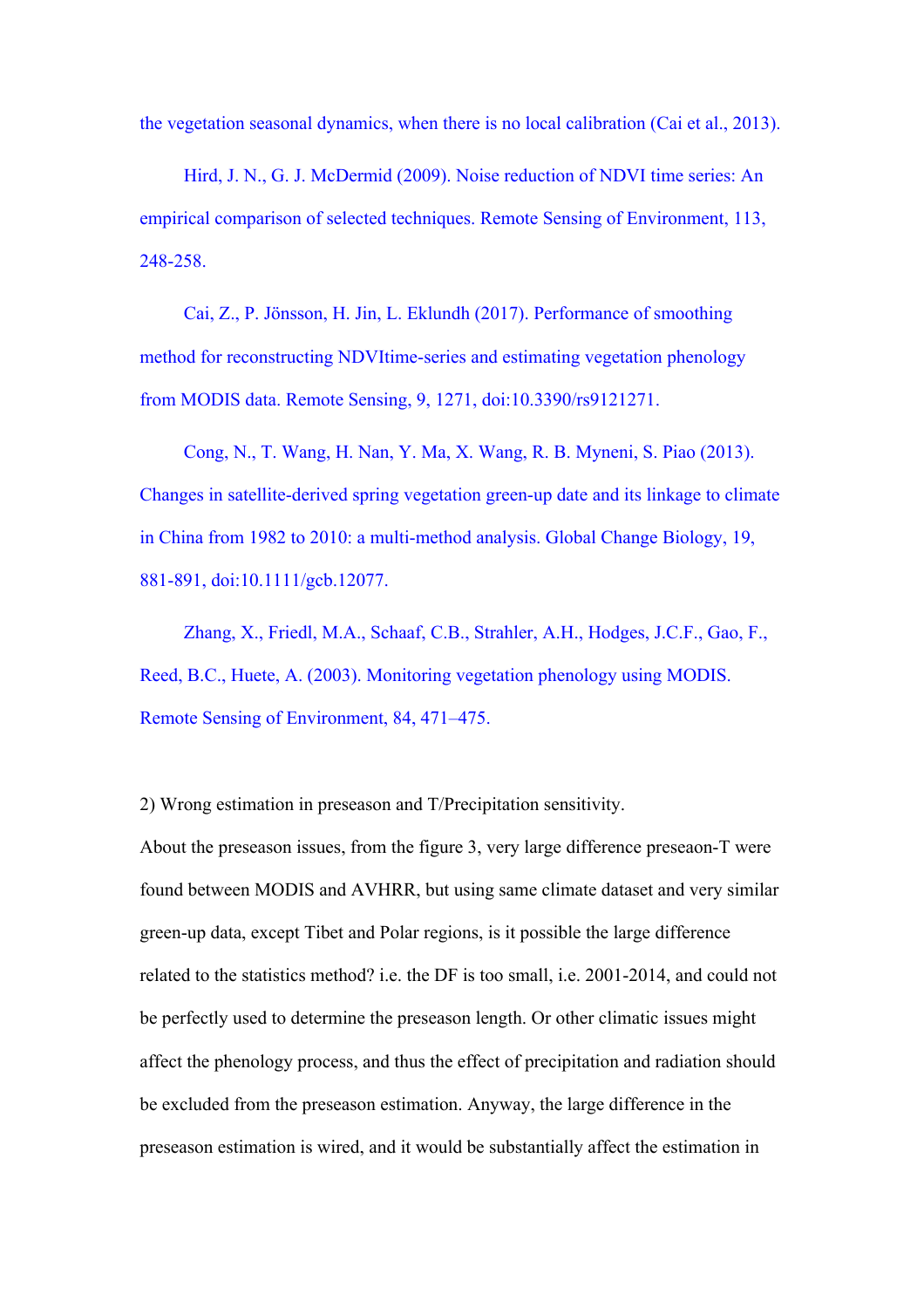the vegetation seasonal dynamics, when there is no local calibration (Cai et al., 2013).

Hird, J. N., G. J. McDermid (2009). Noise reduction of NDVI time series: An empirical comparison of selected techniques. Remote Sensing of Environment, 113, 248-258.

Cai, Z., P. Jönsson, H. Jin, L. Eklundh (2017). Performance of smoothing method for reconstructing NDVItime-series and estimating vegetation phenology from MODIS data. Remote Sensing, 9, 1271, doi:10.3390/rs9121271.

Cong, N., T. Wang, H. Nan, Y. Ma, X. Wang, R. B. Myneni, S. Piao (2013). Changes in satellite-derived spring vegetation green-up date and its linkage to climate in China from 1982 to 2010: a multi-method analysis. Global Change Biology, 19, 881-891, doi:10.1111/gcb.12077.

Zhang, X., Friedl, M.A., Schaaf, C.B., Strahler, A.H., Hodges, J.C.F., Gao, F., Reed, B.C., Huete, A. (2003). Monitoring vegetation phenology using MODIS. Remote Sensing of Environment, 84, 471–475.

2) Wrong estimation in preseason and T/Precipitation sensitivity.

About the preseason issues, from the figure 3, very large difference preseaon-T were found between MODIS and AVHRR, but using same climate dataset and very similar green-up data, except Tibet and Polar regions, is it possible the large difference related to the statistics method? i.e. the DF is too small, i.e. 2001-2014, and could not be perfectly used to determine the preseason length. Or other climatic issues might affect the phenology process, and thus the effect of precipitation and radiation should be excluded from the preseason estimation. Anyway, the large difference in the preseason estimation is wired, and it would be substantially affect the estimation in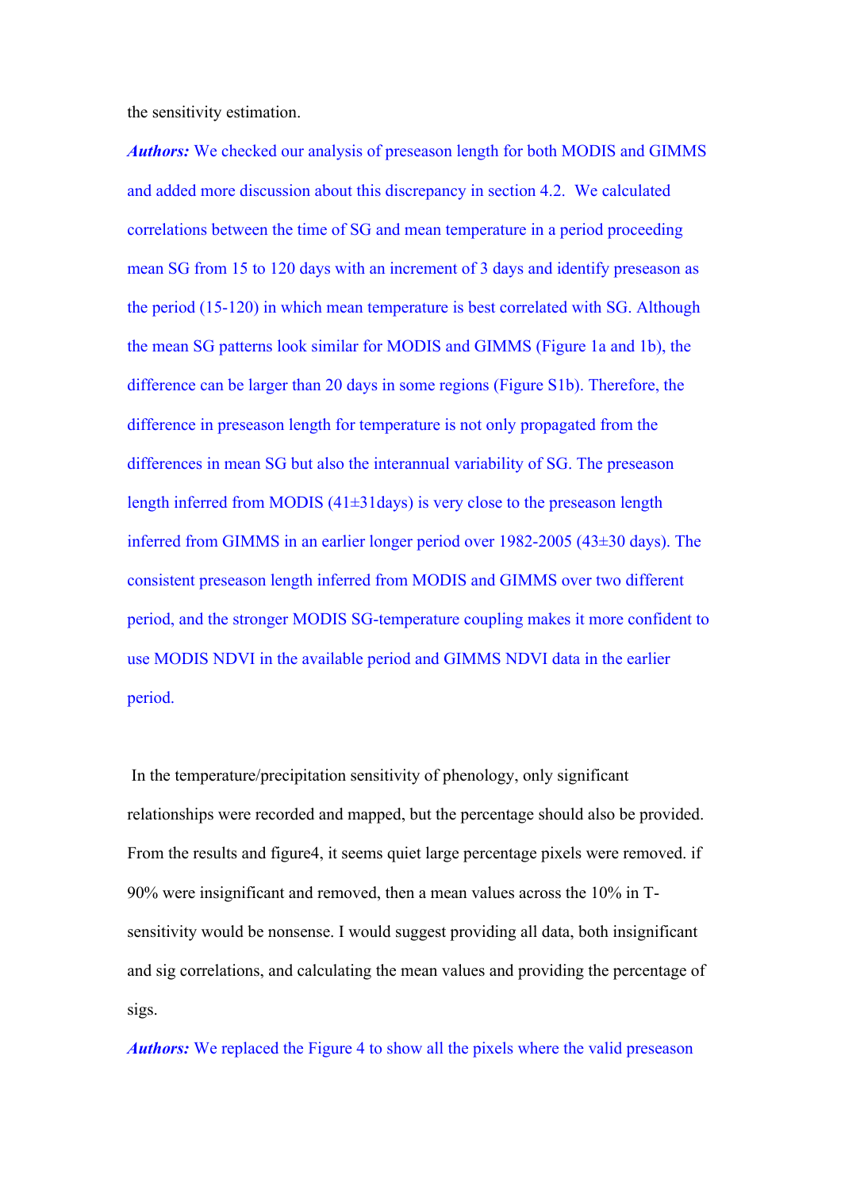the sensitivity estimation.

***Authors:*** We checked our analysis of preseason length for both MODIS and GIMMS and added more discussion about this discrepancy in section 4.2. We calculated correlations between the time of SG and mean temperature in a period proceeding mean SG from 15 to 120 days with an increment of 3 days and identify preseason as the period (15-120) in which mean temperature is best correlated with SG. Although the mean SG patterns look similar for MODIS and GIMMS (Figure 1a and 1b), the difference can be larger than 20 days in some regions (Figure S1b). Therefore, the difference in preseason length for temperature is not only propagated from the differences in mean SG but also the interannual variability of SG. The preseason length inferred from MODIS (41±31days) is very close to the preseason length inferred from GIMMS in an earlier longer period over 1982-2005 (43±30 days). The consistent preseason length inferred from MODIS and GIMMS over two different period, and the stronger MODIS SG-temperature coupling makes it more confident to use MODIS NDVI in the available period and GIMMS NDVI data in the earlier period.

In the temperature/precipitation sensitivity of phenology, only significant relationships were recorded and mapped, but the percentage should also be provided. From the results and figure4, it seems quiet large percentage pixels were removed. if 90% were insignificant and removed, then a mean values across the 10% in T-sensitivity would be nonsense. I would suggest providing all data, both insignificant and sig correlations, and calculating the mean values and providing the percentage of sigs.

***Authors:*** We replaced the Figure 4 to show all the pixels where the valid preseason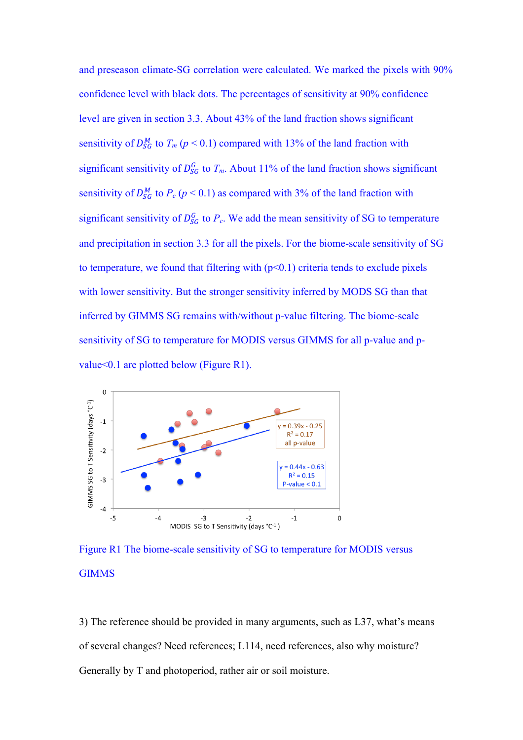and preseason climate-SG correlation were calculated. We marked the pixels with 90% confidence level with black dots. The percentages of sensitivity at 90% confidence level are given in section 3.3. About 43% of the land fraction shows significant sensitivity of $D_{SG}^{M}$ to $T_m$ ($p < 0.1$) compared with 13% of the land fraction with significant sensitivity of $D_{SG}^{G}$ to $T_m$. About 11% of the land fraction shows significant sensitivity of $D_{SG}^{M}$ to $P_c$ ($p < 0.1$) as compared with 3% of the land fraction with significant sensitivity of $D_{SG}^{G}$ to $P_c$. We add the mean sensitivity of SG to temperature and precipitation in section 3.3 for all the pixels. For the biome-scale sensitivity of SG to temperature, we found that filtering with ($p<0.1$) criteria tends to exclude pixels with lower sensitivity. But the stronger sensitivity inferred by MODS SG than that inferred by GIMMS SG remains with/without p-value filtering. The biome-scale sensitivity of SG to temperature for MODIS versus GIMMS for all p-value and p-value<0.1 are plotted below (Figure R1).

Figure R1 The biome-scale sensitivity of SG to temperature for MODIS versus GIMMS

3) The reference should be provided in many arguments, such as L37, what's means of several changes? Need references; L114, need references, also why moisture? Generally by T and photoperiod, rather air or soil moisture.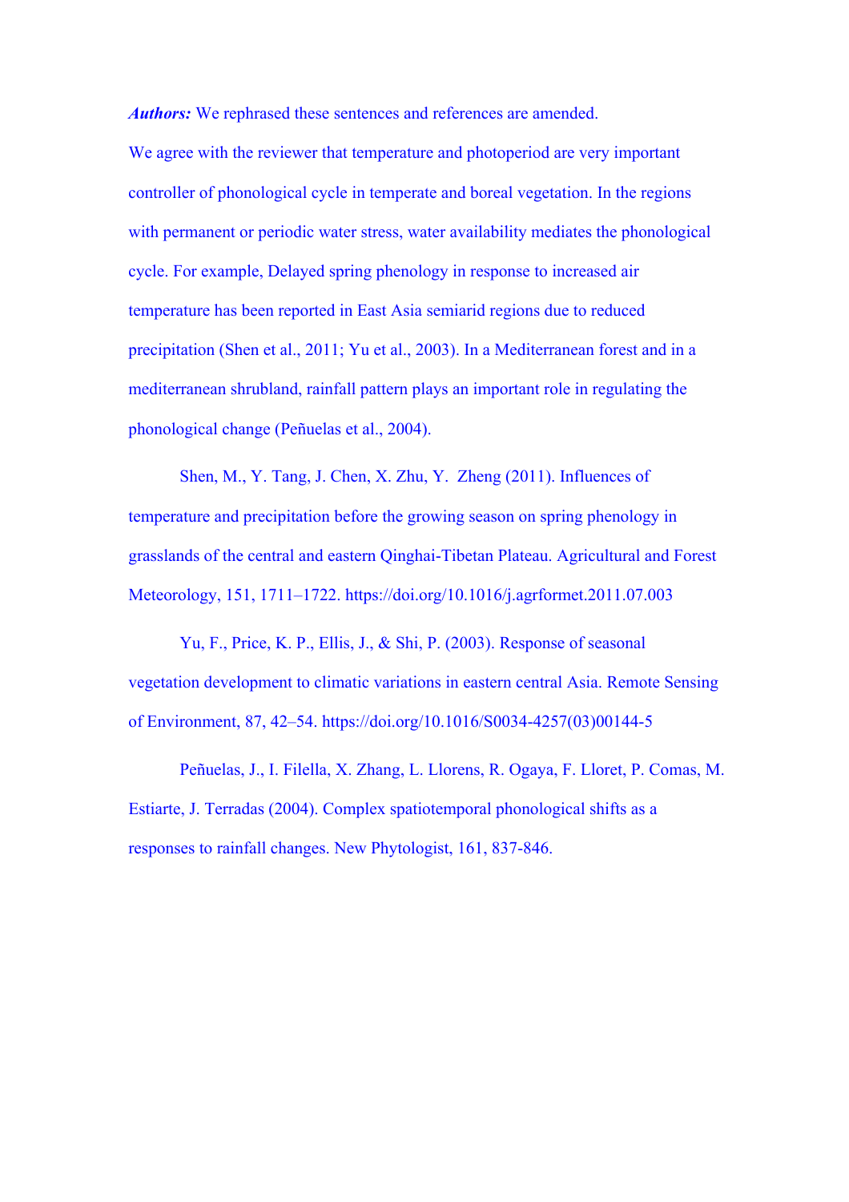***Authors:*** We rephrased these sentences and references are amended.

We agree with the reviewer that temperature and photoperiod are very important controller of phonological cycle in temperate and boreal vegetation. In the regions with permanent or periodic water stress, water availability mediates the phonological cycle. For example, Delayed spring phenology in response to increased air temperature has been reported in East Asia semiarid regions due to reduced precipitation (Shen et al., 2011; Yu et al., 2003). In a Mediterranean forest and in a mediterranean shrubland, rainfall pattern plays an important role in regulating the phonological change (Peñuelas et al., 2004).

Shen, M., Y. Tang, J. Chen, X. Zhu, Y. Zheng (2011). Influences of temperature and precipitation before the growing season on spring phenology in grasslands of the central and eastern Qinghai-Tibetan Plateau. Agricultural and Forest Meteorology, 151, 1711–1722. https://doi.org/10.1016/j.agrformet.2011.07.003

Yu, F., Price, K. P., Ellis, J., & Shi, P. (2003). Response of seasonal vegetation development to climatic variations in eastern central Asia. Remote Sensing of Environment, 87, 42–54. https://doi.org/10.1016/S0034-4257(03)00144-5

Peñuelas, J., I. Filella, X. Zhang, L. Llorens, R. Ogaya, F. Lloret, P. Comas, M. Estiarte, J. Terradas (2004). Complex spatiotemporal phonological shifts as a responses to rainfall changes. New Phytologist, 161, 837-846.